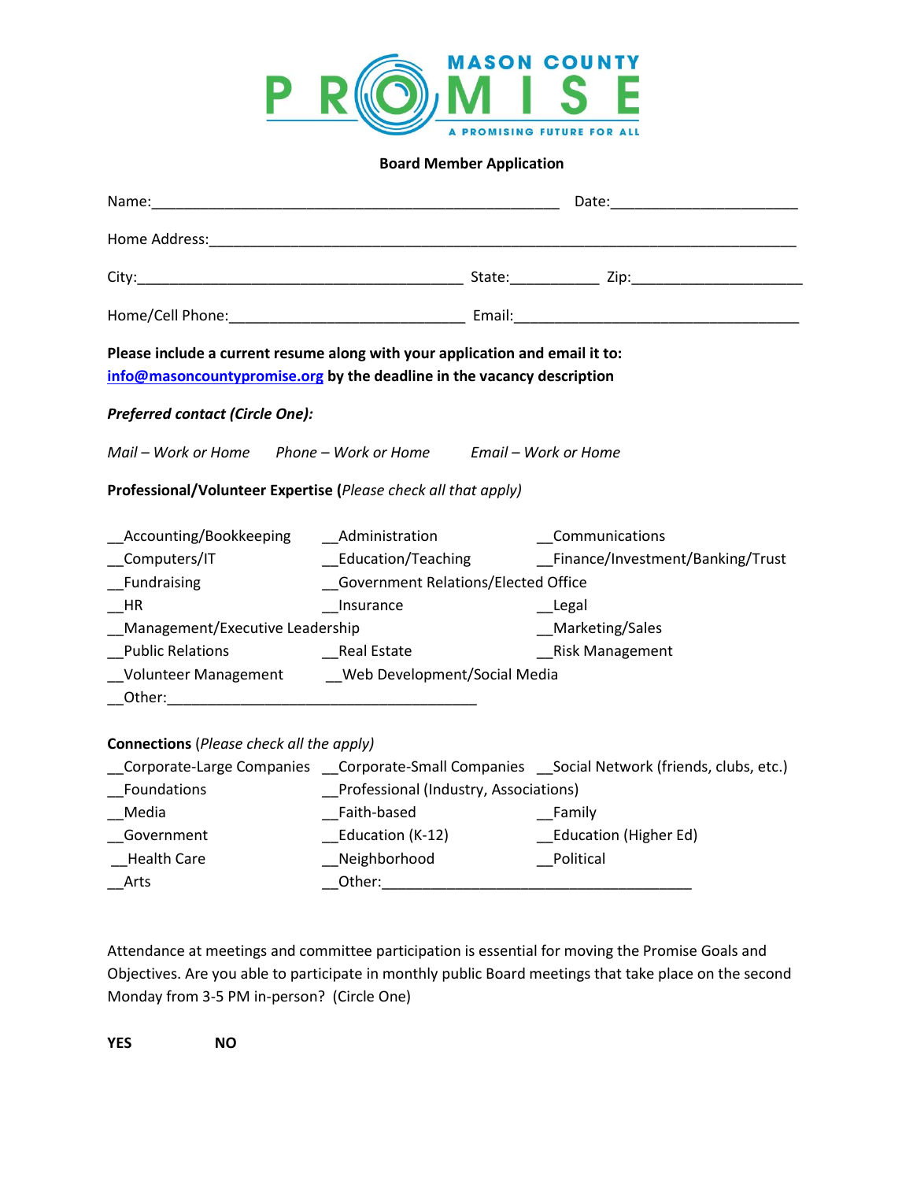MASON COUNTY PROMISE

A PROMISING FUTURE FOR ALL

**Board Member Application**

Name:___________________________________________________ Date:______________________

Home Address:_______________________________________________________________________

City:_______________________________________ State:__________ Zip:____________________

Home/Cell Phone:____________________________ Email:__________________________________

**Please include a current resume along with your application and email it to: info@masoncountypromise.org by the deadline in the vacancy description**

***Preferred contact (Circle One):***

*Mail – Work or Home* *Phone – Work or Home* *Email – Work or Home*

**Professional/Volunteer Expertise** (*Please check all that apply)*

__Accounting/Bookkeeping __Administration __Communications
__Computers/IT __Education/Teaching __Finance/Investment/Banking/Trust
__Fundraising __Government Relations/Elected Office
__HR __Insurance __Legal
__Management/Executive Leadership __Marketing/Sales
__Public Relations __Real Estate __Risk Management
__Volunteer Management __Web Development/Social Media
__Other:_______________________________________

**Connections** (*Please check all the apply)*

__Corporate-Large Companies __Corporate-Small Companies __Social Network (friends, clubs, etc.)
__Foundations __Professional (Industry, Associations)
__Media __Faith-based __Family
__Government __Education (K-12) __Education (Higher Ed)
__Health Care __Neighborhood __Political
__Arts __Other:_____________________________________

Attendance at meetings and committee participation is essential for moving the Promise Goals and Objectives. Are you able to participate in monthly public Board meetings that take place on the second Monday from 3-5 PM in-person? (Circle One)

**YES** **NO**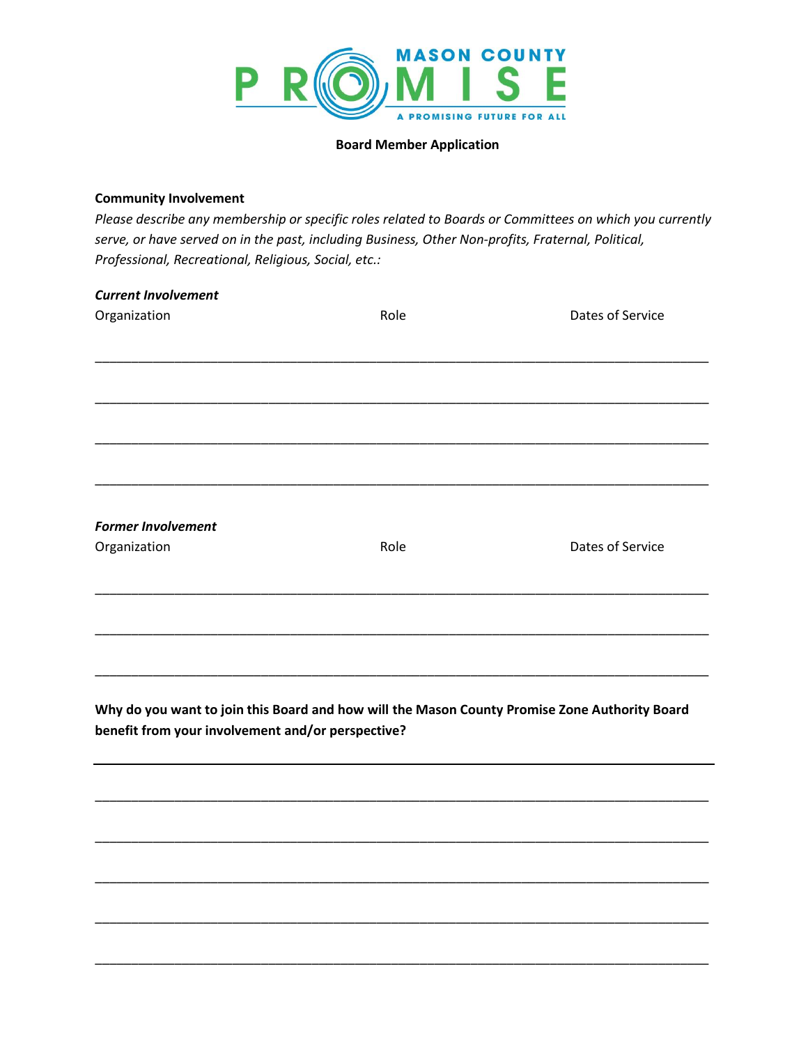MASON COUNTY PROMISE

A PROMISING FUTURE FOR ALL

**Board Member Application**

**Community Involvement**

*Please describe any membership or specific roles related to Boards or Committees on which you currently serve, or have served on in the past, including Business, Other Non-profits, Fraternal, Political, Professional, Recreational, Religious, Social, etc.:*

***Current Involvement***

| Organization | Role | Dates of Service |
|---|---|---|
| | | |
| | | |
| | | |
| | | |

***Former Involvement***

| Organization | Role | Dates of Service |
|---|---|---|
| | | |
| | | |
| | | |

**Why do you want to join this Board and how will the Mason County Promise Zone Authority Board benefit from your involvement and/or perspective?**

___________________________________________________________________________

___________________________________________________________________________

___________________________________________________________________________

___________________________________________________________________________

___________________________________________________________________________

___________________________________________________________________________